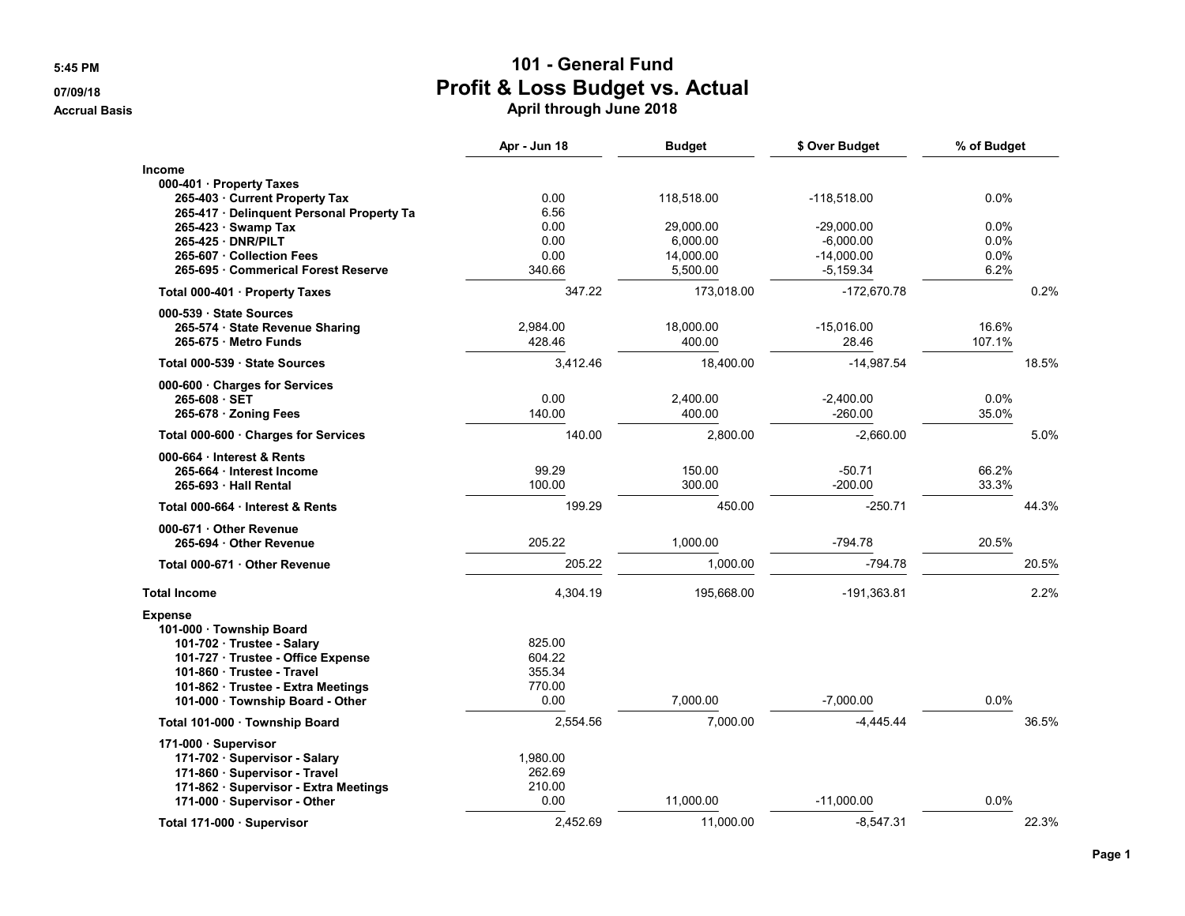5:45 PM
07/09/18
Accrual Basis

# 101 - General Fund
## Profit & Loss Budget vs. Actual
### April through June 2018

| | Apr - Jun 18 | Budget | $ Over Budget | % of Budget |
|---|---|---|---|---|
| **Income** | | | | |
| **000-401 · Property Taxes** | | | | |
| **265-403 · Current Property Tax** | 0.00 | 118,518.00 | -118,518.00 | 0.0% |
| **265-417 · Delinquent Personal Property Ta** | 6.56 | | | |
| **265-423 · Swamp Tax** | 0.00 | 29,000.00 | -29,000.00 | 0.0% |
| **265-425 · DNR/PILT** | 0.00 | 6,000.00 | -6,000.00 | 0.0% |
| **265-607 · Collection Fees** | 0.00 | 14,000.00 | -14,000.00 | 0.0% |
| **265-695 · Commerical Forest Reserve** | 340.66 | 5,500.00 | -5,159.34 | 6.2% |
| **Total 000-401 · Property Taxes** | 347.22 | 173,018.00 | -172,670.78 | 0.2% |
| **000-539 · State Sources** | | | | |
| **265-574 · State Revenue Sharing** | 2,984.00 | 18,000.00 | -15,016.00 | 16.6% |
| **265-675 · Metro Funds** | 428.46 | 400.00 | 28.46 | 107.1% |
| **Total 000-539 · State Sources** | 3,412.46 | 18,400.00 | -14,987.54 | 18.5% |
| **000-600 · Charges for Services** | | | | |
| **265-608 · SET** | 0.00 | 2,400.00 | -2,400.00 | 0.0% |
| **265-678 · Zoning Fees** | 140.00 | 400.00 | -260.00 | 35.0% |
| **Total 000-600 · Charges for Services** | 140.00 | 2,800.00 | -2,660.00 | 5.0% |
| **000-664 · Interest & Rents** | | | | |
| **265-664 · Interest Income** | 99.29 | 150.00 | -50.71 | 66.2% |
| **265-693 · Hall Rental** | 100.00 | 300.00 | -200.00 | 33.3% |
| **Total 000-664 · Interest & Rents** | 199.29 | 450.00 | -250.71 | 44.3% |
| **000-671 · Other Revenue** | | | | |
| **265-694 · Other Revenue** | 205.22 | 1,000.00 | -794.78 | 20.5% |
| **Total 000-671 · Other Revenue** | 205.22 | 1,000.00 | -794.78 | 20.5% |
| **Total Income** | 4,304.19 | 195,668.00 | -191,363.81 | 2.2% |
| **Expense** | | | | |
| **101-000 · Township Board** | | | | |
| **101-702 · Trustee - Salary** | 825.00 | | | |
| **101-727 · Trustee - Office Expense** | 604.22 | | | |
| **101-860 · Trustee - Travel** | 355.34 | | | |
| **101-862 · Trustee - Extra Meetings** | 770.00 | | | |
| **101-000 · Township Board - Other** | 0.00 | 7,000.00 | -7,000.00 | 0.0% |
| **Total 101-000 · Township Board** | 2,554.56 | 7,000.00 | -4,445.44 | 36.5% |
| **171-000 · Supervisor** | | | | |
| **171-702 · Supervisor - Salary** | 1,980.00 | | | |
| **171-860 · Supervisor - Travel** | 262.69 | | | |
| **171-862 · Supervisor - Extra Meetings** | 210.00 | | | |
| **171-000 · Supervisor - Other** | 0.00 | 11,000.00 | -11,000.00 | 0.0% |
| **Total 171-000 · Supervisor** | 2,452.69 | 11,000.00 | -8,547.31 | 22.3% |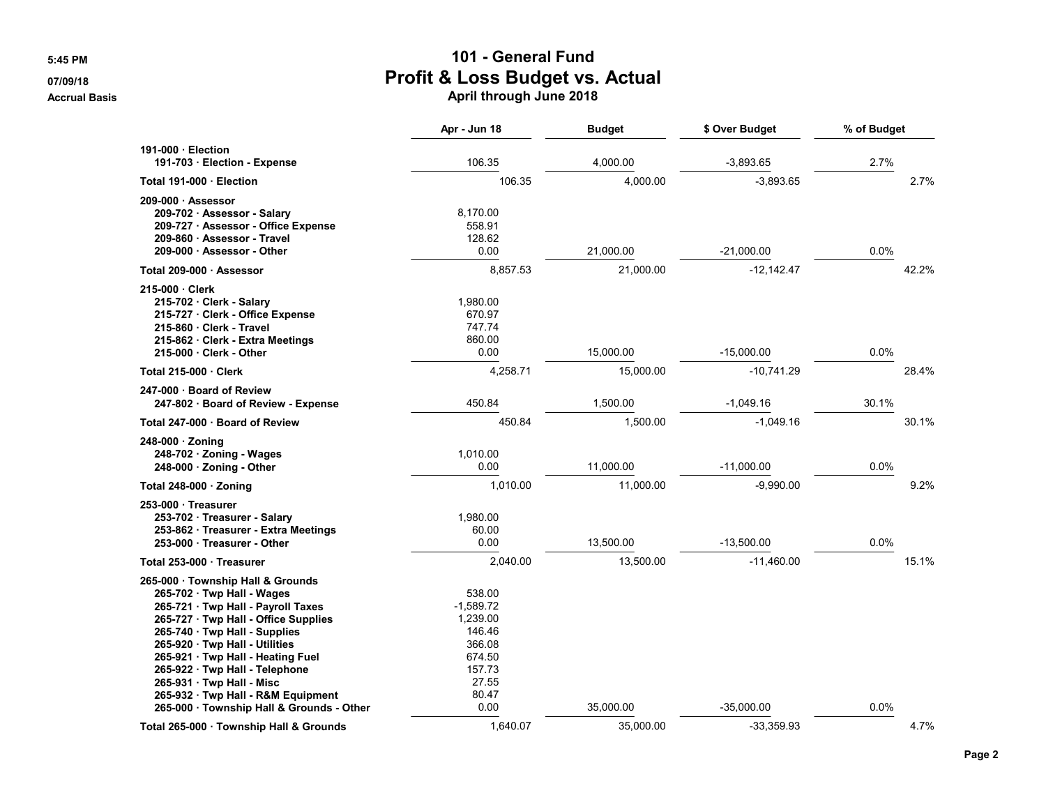5:45 PM
07/09/18
Accrual Basis

# 101 - General Fund
## Profit & Loss Budget vs. Actual
### April through June 2018

| | Apr - Jun 18 | Budget | $ Over Budget | % of Budget |
|---|---|---|---|---|
| **191-000 · Election** | | | | |
| **191-703 · Election - Expense** | 106.35 | 4,000.00 | -3,893.65 | 2.7% |
| **Total 191-000 · Election** | 106.35 | 4,000.00 | -3,893.65 | 2.7% |
| **209-000 · Assessor** | | | | |
| **209-702 · Assessor - Salary** | 8,170.00 | | | |
| **209-727 · Assessor - Office Expense** | 558.91 | | | |
| **209-860 · Assessor - Travel** | 128.62 | | | |
| **209-000 · Assessor - Other** | 0.00 | 21,000.00 | -21,000.00 | 0.0% |
| **Total 209-000 · Assessor** | 8,857.53 | 21,000.00 | -12,142.47 | 42.2% |
| **215-000 · Clerk** | | | | |
| **215-702 · Clerk - Salary** | 1,980.00 | | | |
| **215-727 · Clerk - Office Expense** | 670.97 | | | |
| **215-860 · Clerk - Travel** | 747.74 | | | |
| **215-862 · Clerk - Extra Meetings** | 860.00 | | | |
| **215-000 · Clerk - Other** | 0.00 | 15,000.00 | -15,000.00 | 0.0% |
| **Total 215-000 · Clerk** | 4,258.71 | 15,000.00 | -10,741.29 | 28.4% |
| **247-000 · Board of Review** | | | | |
| **247-802 · Board of Review - Expense** | 450.84 | 1,500.00 | -1,049.16 | 30.1% |
| **Total 247-000 · Board of Review** | 450.84 | 1,500.00 | -1,049.16 | 30.1% |
| **248-000 · Zoning** | | | | |
| **248-702 · Zoning - Wages** | 1,010.00 | | | |
| **248-000 · Zoning - Other** | 0.00 | 11,000.00 | -11,000.00 | 0.0% |
| **Total 248-000 · Zoning** | 1,010.00 | 11,000.00 | -9,990.00 | 9.2% |
| **253-000 · Treasurer** | | | | |
| **253-702 · Treasurer - Salary** | 1,980.00 | | | |
| **253-862 · Treasurer - Extra Meetings** | 60.00 | | | |
| **253-000 · Treasurer - Other** | 0.00 | 13,500.00 | -13,500.00 | 0.0% |
| **Total 253-000 · Treasurer** | 2,040.00 | 13,500.00 | -11,460.00 | 15.1% |
| **265-000 · Township Hall & Grounds** | | | | |
| **265-702 · Twp Hall - Wages** | 538.00 | | | |
| **265-721 · Twp Hall - Payroll Taxes** | -1,589.72 | | | |
| **265-727 · Twp Hall - Office Supplies** | 1,239.00 | | | |
| **265-740 · Twp Hall - Supplies** | 146.46 | | | |
| **265-920 · Twp Hall - Utilities** | 366.08 | | | |
| **265-921 · Twp Hall - Heating Fuel** | 674.50 | | | |
| **265-922 · Twp Hall - Telephone** | 157.73 | | | |
| **265-931 · Twp Hall - Misc** | 27.55 | | | |
| **265-932 · Twp Hall - R&M Equipment** | 80.47 | | | |
| **265-000 · Township Hall & Grounds - Other** | 0.00 | 35,000.00 | -35,000.00 | 0.0% |
| **Total 265-000 · Township Hall & Grounds** | 1,640.07 | 35,000.00 | -33,359.93 | 4.7% |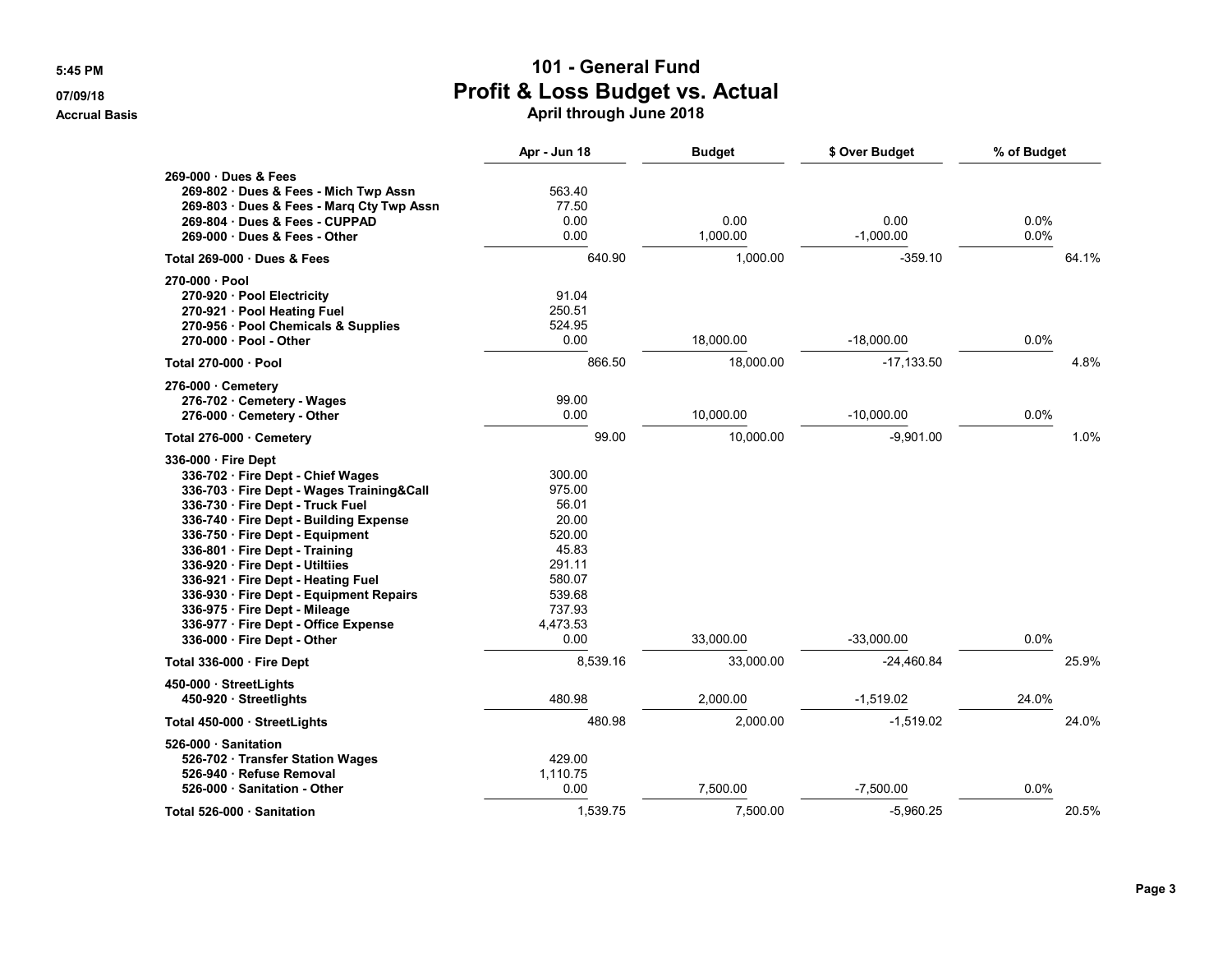# 101 - General Fund
## Profit & Loss Budget vs. Actual
### April through June 2018

5:45 PM
07/09/18
Accrual Basis

| | Apr - Jun 18 | Budget | $ Over Budget | % of Budget |
|---|---|---|---|---|
| **269-000 · Dues & Fees** | | | | |
| 269-802 · Dues & Fees - Mich Twp Assn | 563.40 | | | |
| 269-803 · Dues & Fees - Marq Cty Twp Assn | 77.50 | | | |
| 269-804 · Dues & Fees - CUPPAD | 0.00 | 0.00 | 0.00 | 0.0% |
| 269-000 · Dues & Fees - Other | 0.00 | 1,000.00 | -1,000.00 | 0.0% |
| **Total 269-000 · Dues & Fees** | 640.90 | 1,000.00 | -359.10 | 64.1% |
| **270-000 · Pool** | | | | |
| 270-920 · Pool Electricity | 91.04 | | | |
| 270-921 · Pool Heating Fuel | 250.51 | | | |
| 270-956 · Pool Chemicals & Supplies | 524.95 | | | |
| 270-000 · Pool - Other | 0.00 | 18,000.00 | -18,000.00 | 0.0% |
| **Total 270-000 · Pool** | 866.50 | 18,000.00 | -17,133.50 | 4.8% |
| **276-000 · Cemetery** | | | | |
| 276-702 · Cemetery - Wages | 99.00 | | | |
| 276-000 · Cemetery - Other | 0.00 | 10,000.00 | -10,000.00 | 0.0% |
| **Total 276-000 · Cemetery** | 99.00 | 10,000.00 | -9,901.00 | 1.0% |
| **336-000 · Fire Dept** | | | | |
| 336-702 · Fire Dept - Chief Wages | 300.00 | | | |
| 336-703 · Fire Dept - Wages Training&Call | 975.00 | | | |
| 336-730 · Fire Dept - Truck Fuel | 56.01 | | | |
| 336-740 · Fire Dept - Building Expense | 20.00 | | | |
| 336-750 · Fire Dept - Equipment | 520.00 | | | |
| 336-801 · Fire Dept - Training | 45.83 | | | |
| 336-920 · Fire Dept - Utiltiies | 291.11 | | | |
| 336-921 · Fire Dept - Heating Fuel | 580.07 | | | |
| 336-930 · Fire Dept - Equipment Repairs | 539.68 | | | |
| 336-975 · Fire Dept - Mileage | 737.93 | | | |
| 336-977 · Fire Dept - Office Expense | 4,473.53 | | | |
| 336-000 · Fire Dept - Other | 0.00 | 33,000.00 | -33,000.00 | 0.0% |
| **Total 336-000 · Fire Dept** | 8,539.16 | 33,000.00 | -24,460.84 | 25.9% |
| **450-000 · StreetLights** | | | | |
| 450-920 · Streetlights | 480.98 | 2,000.00 | -1,519.02 | 24.0% |
| **Total 450-000 · StreetLights** | 480.98 | 2,000.00 | -1,519.02 | 24.0% |
| **526-000 · Sanitation** | | | | |
| 526-702 · Transfer Station Wages | 429.00 | | | |
| 526-940 · Refuse Removal | 1,110.75 | | | |
| 526-000 · Sanitation - Other | 0.00 | 7,500.00 | -7,500.00 | 0.0% |
| **Total 526-000 · Sanitation** | 1,539.75 | 7,500.00 | -5,960.25 | 20.5% |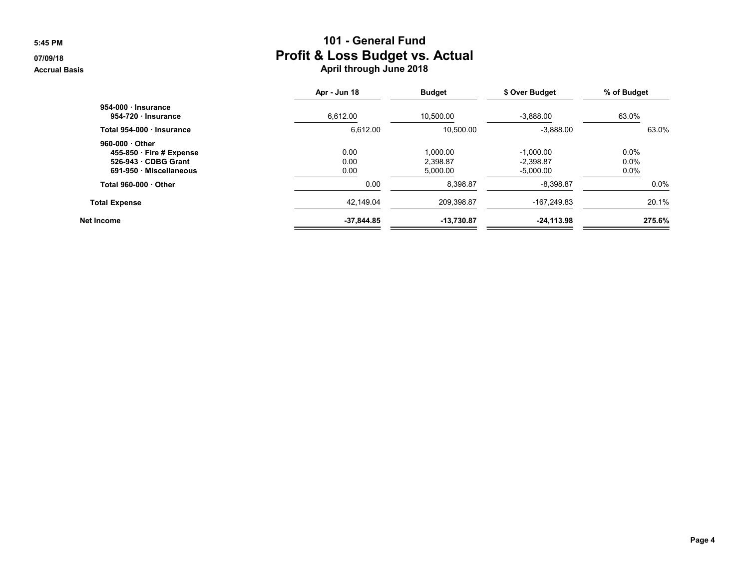# 101 - General Fund
## Profit & Loss Budget vs. Actual
### April through June 2018

5:45 PM
07/09/18
Accrual Basis

| | Apr - Jun 18 | Budget | $ Over Budget | % of Budget |
|---|---|---|---|---|
| **954-000 · Insurance** | | | | |
| **954-720 · Insurance** | 6,612.00 | 10,500.00 | -3,888.00 | 63.0% |
| **Total 954-000 · Insurance** | 6,612.00 | 10,500.00 | -3,888.00 | 63.0% |
| **960-000 · Other** | | | | |
| **455-850 · Fire # Expense** | 0.00 | 1,000.00 | -1,000.00 | 0.0% |
| **526-943 · CDBG Grant** | 0.00 | 2,398.87 | -2,398.87 | 0.0% |
| **691-950 · Miscellaneous** | 0.00 | 5,000.00 | -5,000.00 | 0.0% |
| **Total 960-000 · Other** | 0.00 | 8,398.87 | -8,398.87 | 0.0% |
| **Total Expense** | 42,149.04 | 209,398.87 | -167,249.83 | 20.1% |
| **Net Income** | **-37,844.85** | **-13,730.87** | **-24,113.98** | **275.6%** |